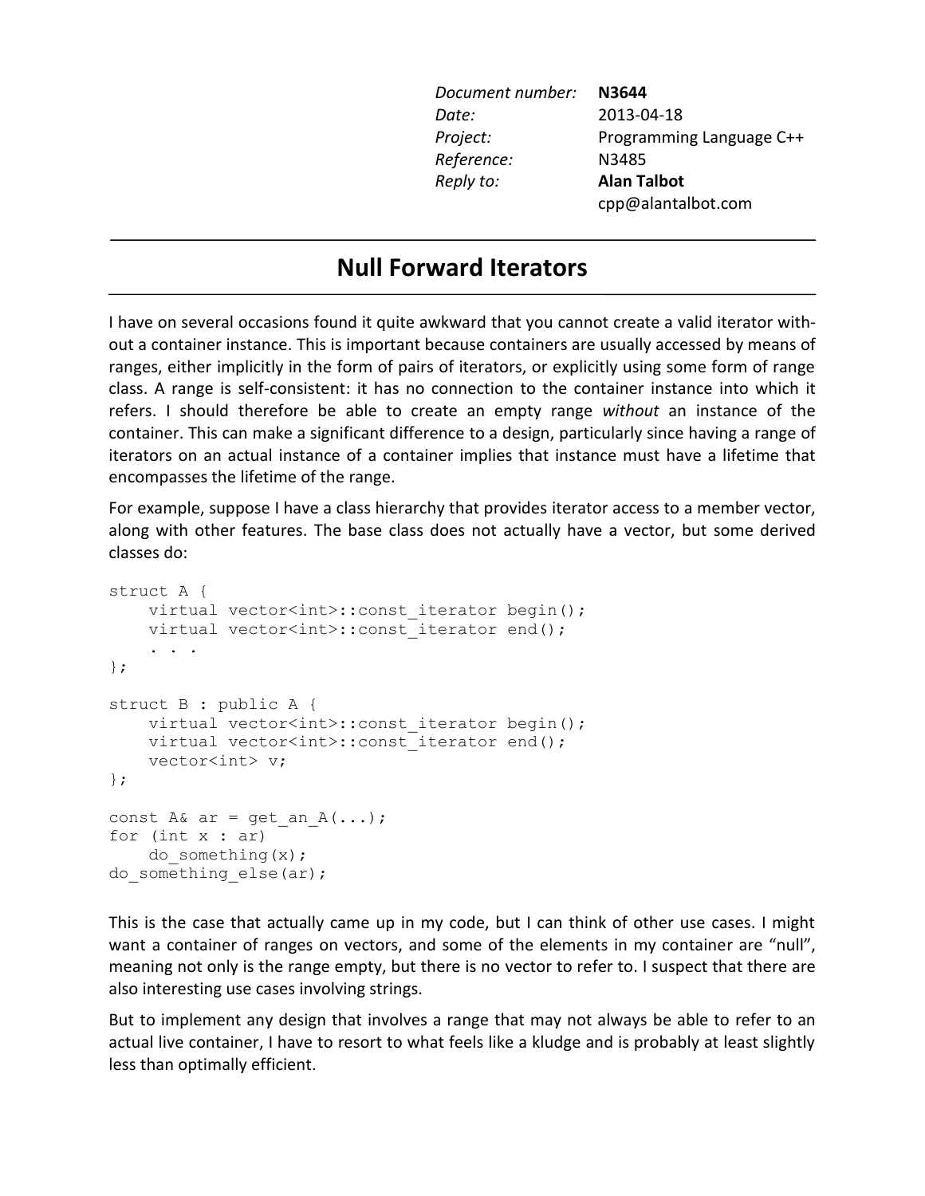| | |
|---|---|
| *Document number:* | **N3644** |
| *Date:* | 2013-04-18 |
| *Project:* | Programming Language C++ |
| *Reference:* | N3485 |
| *Reply to:* | **Alan Talbot** |
| | cpp@alantalbot.com |

---

# Null Forward Iterators

---

I have on several occasions found it quite awkward that you cannot create a valid iterator without a container instance. This is important because containers are usually accessed by means of ranges, either implicitly in the form of pairs of iterators, or explicitly using some form of range class. A range is self-consistent: it has no connection to the container instance into which it refers. I should therefore be able to create an empty range *without* an instance of the container. This can make a significant difference to a design, particularly since having a range of iterators on an actual instance of a container implies that instance must have a lifetime that encompasses the lifetime of the range.

For example, suppose I have a class hierarchy that provides iterator access to a member vector, along with other features. The base class does not actually have a vector, but some derived classes do:

```
struct A {
    virtual vector<int>::const_iterator begin();
    virtual vector<int>::const_iterator end();
    . . .
};

struct B : public A {
    virtual vector<int>::const_iterator begin();
    virtual vector<int>::const_iterator end();
    vector<int> v;
};

const A& ar = get_an_A(...);
for (int x : ar)
    do_something(x);
do_something_else(ar);
```

This is the case that actually came up in my code, but I can think of other use cases. I might want a container of ranges on vectors, and some of the elements in my container are "null", meaning not only is the range empty, but there is no vector to refer to. I suspect that there are also interesting use cases involving strings.

But to implement any design that involves a range that may not always be able to refer to an actual live container, I have to resort to what feels like a kludge and is probably at least slightly less than optimally efficient.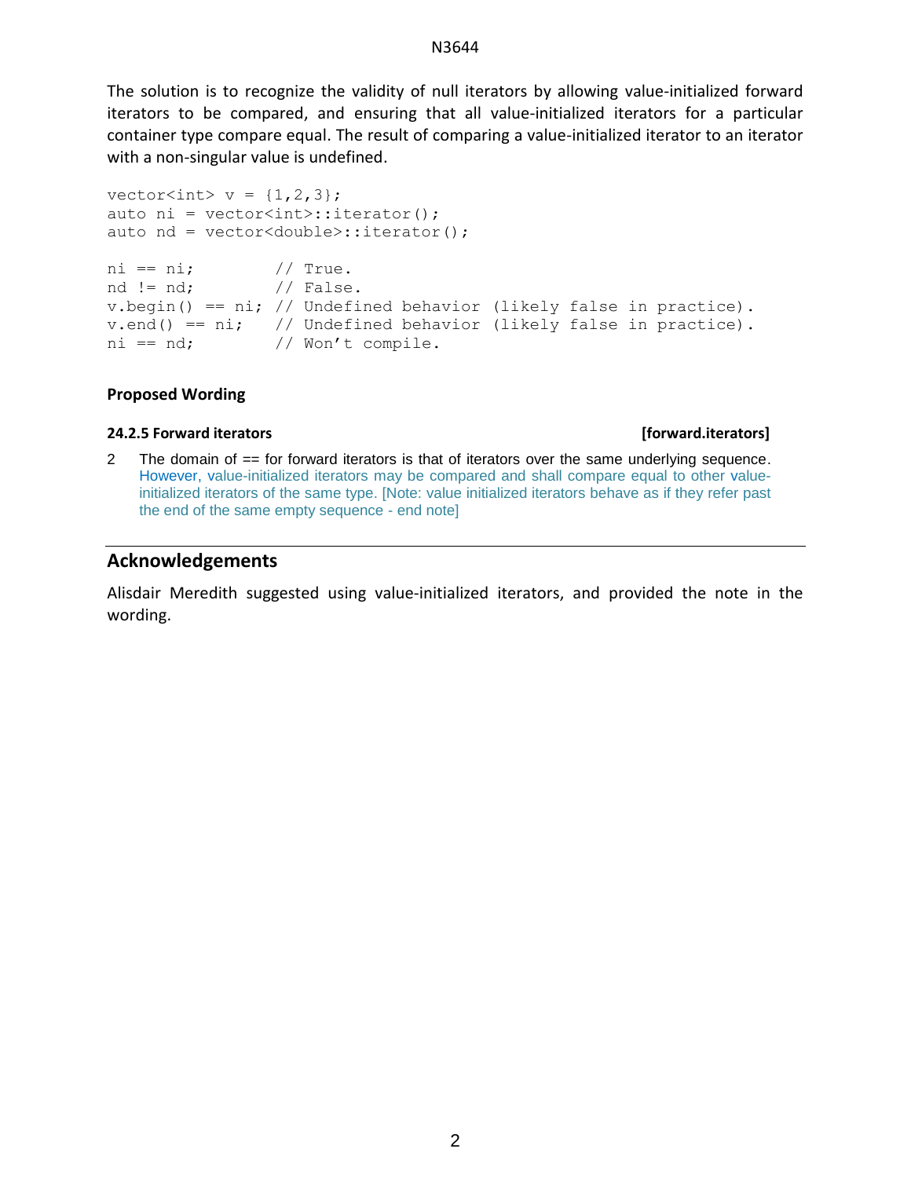The solution is to recognize the validity of null iterators by allowing value-initialized forward iterators to be compared, and ensuring that all value-initialized iterators for a particular container type compare equal. The result of comparing a value-initialized iterator to an iterator with a non-singular value is undefined.

```
vector<int> v = {1,2,3};
auto ni = vector<int>::iterator();
auto nd = vector<double>::iterator();

ni == ni;         // True.
nd != nd;         // False.
v.begin() == ni; // Undefined behavior (likely false in practice).
v.end() == ni;   // Undefined behavior (likely false in practice).
ni == nd;         // Won't compile.
```

### Proposed Wording

#### 24.2.5 Forward iterators [forward.iterators]

2 The domain of == for forward iterators is that of iterators over the same underlying sequence. However, value-initialized iterators may be compared and shall compare equal to other value-initialized iterators of the same type. [Note: value initialized iterators behave as if they refer past the end of the same empty sequence - end note]

## Acknowledgements

Alisdair Meredith suggested using value-initialized iterators, and provided the note in the wording.